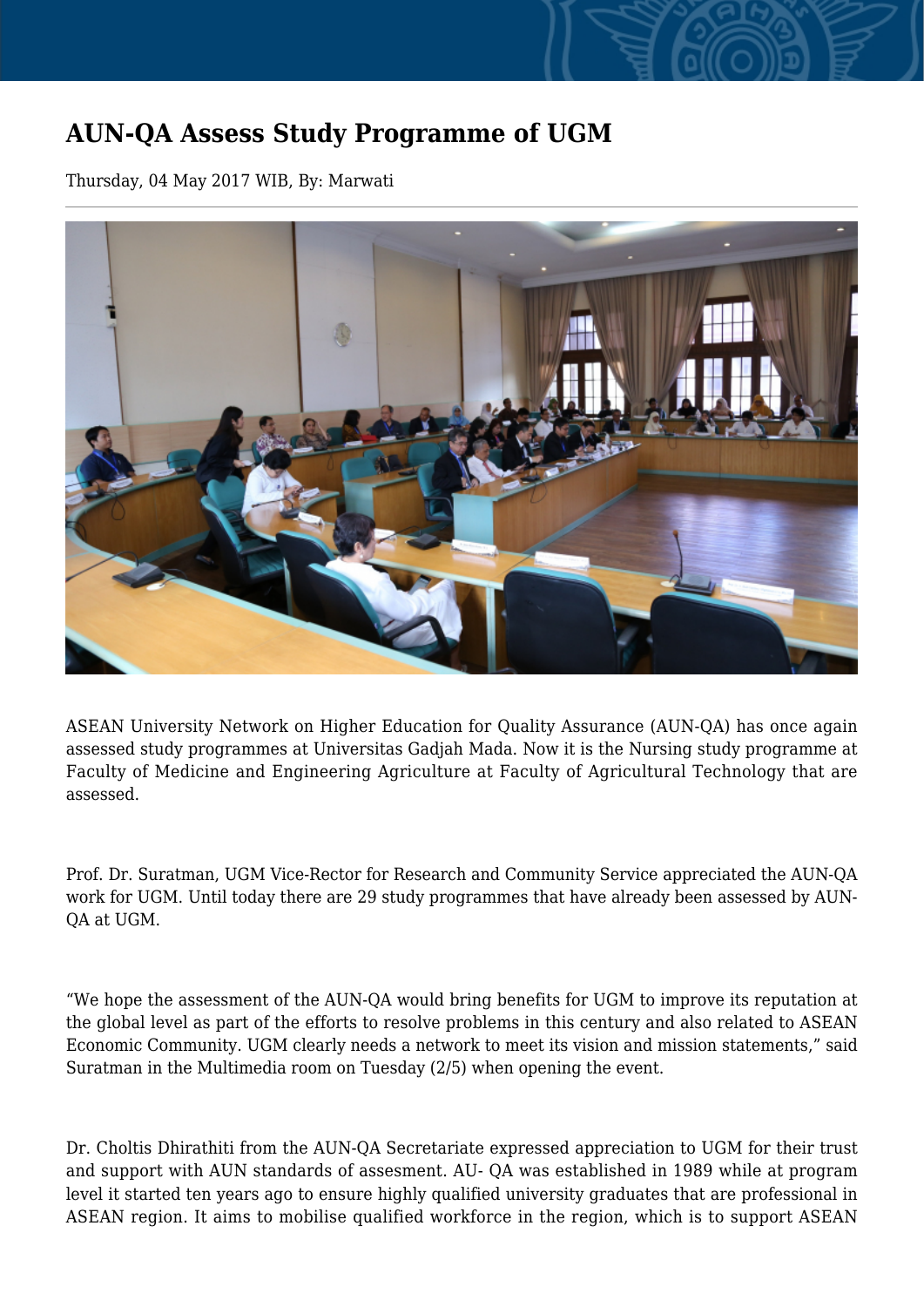# AUN-QA Assess Study Programme of UGM

Thursday, 04 May 2017 WIB, By: Marwati

ASEAN University Network on Higher Education for Quality Assurance (AUN-QA) has once again assessed study programmes at Universitas Gadjah Mada. Now it is the Nursing study programme at Faculty of Medicine and Engineering Agriculture at Faculty of Agricultural Technology that are assessed.

Prof. Dr. Suratman, UGM Vice-Rector for Research and Community Service appreciated the AUN-QA work for UGM. Until today there are 29 study programmes that have already been assessed by AUN-QA at UGM.

“We hope the assessment of the AUN-QA would bring benefits for UGM to improve its reputation at the global level as part of the efforts to resolve problems in this century and also related to ASEAN Economic Community. UGM clearly needs a network to meet its vision and mission statements,” said Suratman in the Multimedia room on Tuesday (2/5) when opening the event.

Dr. Choltis Dhirathiti from the AUN-QA Secretariate expressed appreciation to UGM for their trust and support with AUN standards of assesment. AU- QA was established in 1989 while at program level it started ten years ago to ensure highly qualified university graduates that are professional in ASEAN region. It aims to mobilise qualified workforce in the region, which is to support ASEAN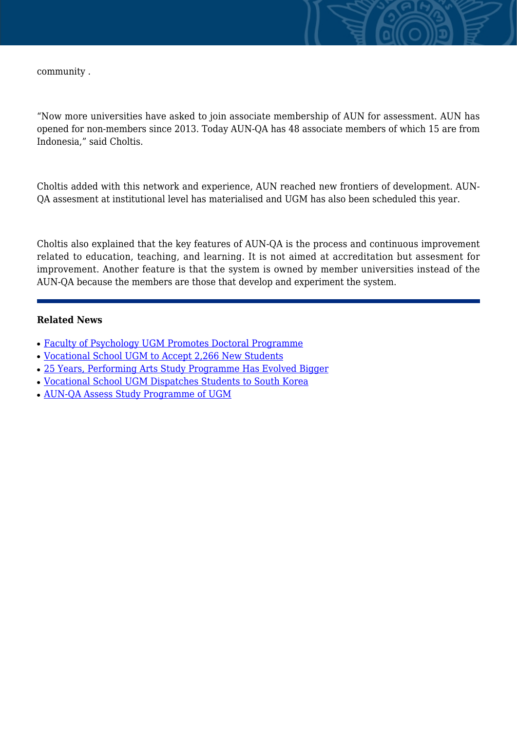community .

"Now more universities have asked to join associate membership of AUN for assessment. AUN has opened for non-members since 2013. Today AUN-QA has 48 associate members of which 15 are from Indonesia," said Choltis.

Choltis added with this network and experience, AUN reached new frontiers of development. AUN-QA assesment at institutional level has materialised and UGM has also been scheduled this year.

Choltis also explained that the key features of AUN-QA is the process and continuous improvement related to education, teaching, and learning. It is not aimed at accreditation but assesment for improvement. Another feature is that the system is owned by member universities instead of the AUN-QA because the members are those that develop and experiment the system.

---

**Related News**

- Faculty of Psychology UGM Promotes Doctoral Programme
- Vocational School UGM to Accept 2,266 New Students
- 25 Years, Performing Arts Study Programme Has Evolved Bigger
- Vocational School UGM Dispatches Students to South Korea
- AUN-QA Assess Study Programme of UGM